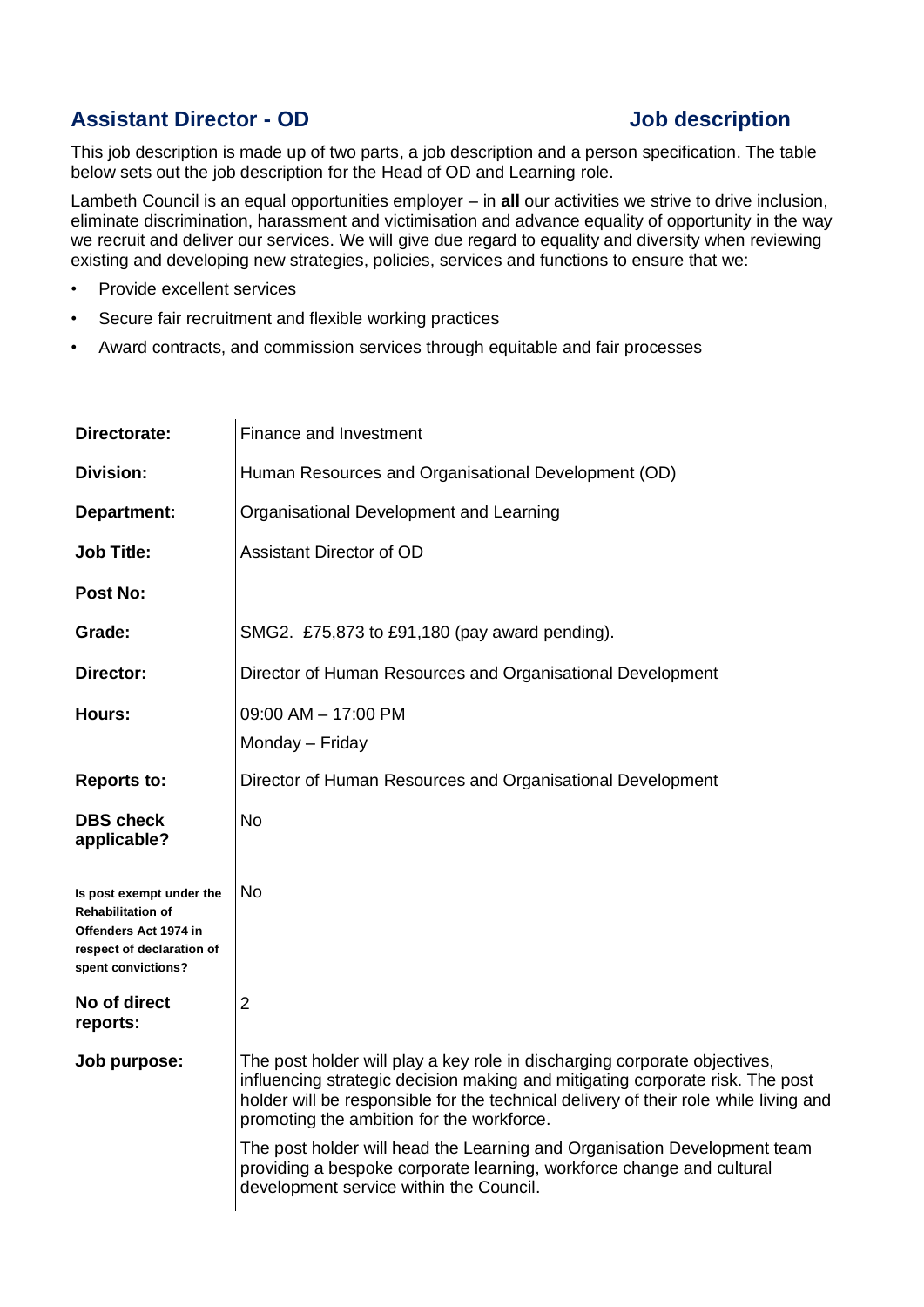## Assistant Director - OD

## Job description

This job description is made up of two parts, a job description and a person specification. The table below sets out the job description for the Head of OD and Learning role.

Lambeth Council is an equal opportunities employer – in **all** our activities we strive to drive inclusion, eliminate discrimination, harassment and victimisation and advance equality of opportunity in the way we recruit and deliver our services. We will give due regard to equality and diversity when reviewing existing and developing new strategies, policies, services and functions to ensure that we:

- Provide excellent services
- Secure fair recruitment and flexible working practices
- Award contracts, and commission services through equitable and fair processes

| | |
|---|---|
| **Directorate:** | Finance and Investment |
| **Division:** | Human Resources and Organisational Development (OD) |
| **Department:** | Organisational Development and Learning |
| **Job Title:** | Assistant Director of OD |
| **Post No:** | |
| **Grade:** | SMG2. £75,873 to £91,180 (pay award pending). |
| **Director:** | Director of Human Resources and Organisational Development |
| **Hours:** | 09:00 AM – 17:00 PM<br>Monday – Friday |
| **Reports to:** | Director of Human Resources and Organisational Development |
| **DBS check applicable?** | No |
| **Is post exempt under the Rehabilitation of Offenders Act 1974 in respect of declaration of spent convictions?** | No |
| **No of direct reports:** | 2 |
| **Job purpose:** | The post holder will play a key role in discharging corporate objectives, influencing strategic decision making and mitigating corporate risk. The post holder will be responsible for the technical delivery of their role while living and promoting the ambition for the workforce.<br><br>The post holder will head the Learning and Organisation Development team providing a bespoke corporate learning, workforce change and cultural development service within the Council. |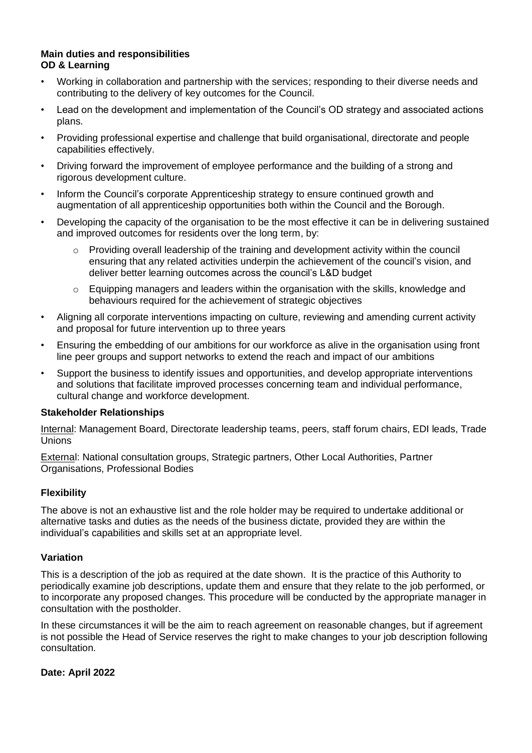**Main duties and responsibilities**
**OD & Learning**

- Working in collaboration and partnership with the services; responding to their diverse needs and contributing to the delivery of key outcomes for the Council.
- Lead on the development and implementation of the Council's OD strategy and associated actions plans.
- Providing professional expertise and challenge that build organisational, directorate and people capabilities effectively.
- Driving forward the improvement of employee performance and the building of a strong and rigorous development culture.
- Inform the Council's corporate Apprenticeship strategy to ensure continued growth and augmentation of all apprenticeship opportunities both within the Council and the Borough.
- Developing the capacity of the organisation to be the most effective it can be in delivering sustained and improved outcomes for residents over the long term, by:
  - Providing overall leadership of the training and development activity within the council ensuring that any related activities underpin the achievement of the council's vision, and deliver better learning outcomes across the council's L&D budget
  - Equipping managers and leaders within the organisation with the skills, knowledge and behaviours required for the achievement of strategic objectives
- Aligning all corporate interventions impacting on culture, reviewing and amending current activity and proposal for future intervention up to three years
- Ensuring the embedding of our ambitions for our workforce as alive in the organisation using front line peer groups and support networks to extend the reach and impact of our ambitions
- Support the business to identify issues and opportunities, and develop appropriate interventions and solutions that facilitate improved processes concerning team and individual performance, cultural change and workforce development.

**Stakeholder Relationships**

Internal: Management Board, Directorate leadership teams, peers, staff forum chairs, EDI leads, Trade Unions

External: National consultation groups, Strategic partners, Other Local Authorities, Partner Organisations, Professional Bodies

**Flexibility**

The above is not an exhaustive list and the role holder may be required to undertake additional or alternative tasks and duties as the needs of the business dictate, provided they are within the individual's capabilities and skills set at an appropriate level.

**Variation**

This is a description of the job as required at the date shown. It is the practice of this Authority to periodically examine job descriptions, update them and ensure that they relate to the job performed, or to incorporate any proposed changes. This procedure will be conducted by the appropriate manager in consultation with the postholder.

In these circumstances it will be the aim to reach agreement on reasonable changes, but if agreement is not possible the Head of Service reserves the right to make changes to your job description following consultation.

**Date: April 2022**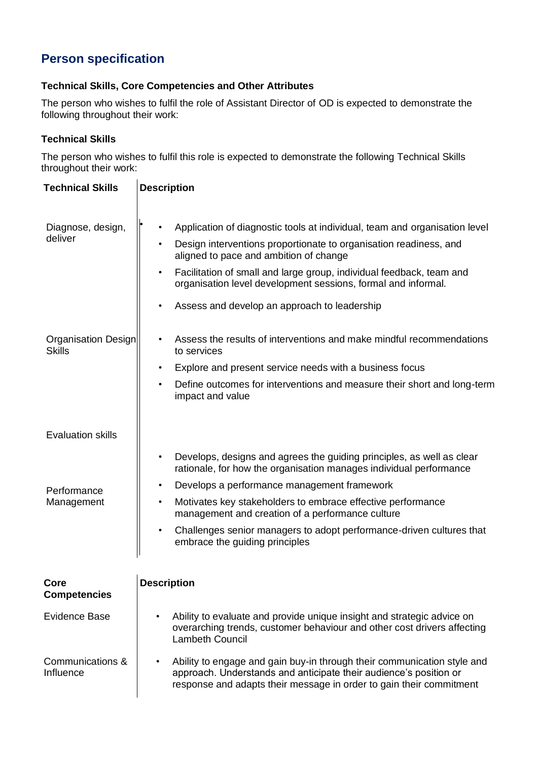## Person specification

### Technical Skills, Core Competencies and Other Attributes

The person who wishes to fulfil the role of Assistant Director of OD is expected to demonstrate the following throughout their work:

### Technical Skills

The person who wishes to fulfil this role is expected to demonstrate the following Technical Skills throughout their work:

| Technical Skills | Description |
|---|---|
| Diagnose, design, deliver | • Application of diagnostic tools at individual, team and organisation level<br>• Design interventions proportionate to organisation readiness, and aligned to pace and ambition of change<br>• Facilitation of small and large group, individual feedback, team and organisation level development sessions, formal and informal.<br>• Assess and develop an approach to leadership |
| Organisation Design Skills | • Assess the results of interventions and make mindful recommendations to services<br>• Explore and present service needs with a business focus<br>• Define outcomes for interventions and measure their short and long-term impact and value |
| Evaluation skills | |
| Performance Management | • Develops, designs and agrees the guiding principles, as well as clear rationale, for how the organisation manages individual performance<br>• Develops a performance management framework<br>• Motivates key stakeholders to embrace effective performance management and creation of a performance culture<br>• Challenges senior managers to adopt performance-driven cultures that embrace the guiding principles |

| Core Competencies | Description |
|---|---|
| Evidence Base | • Ability to evaluate and provide unique insight and strategic advice on overarching trends, customer behaviour and other cost drivers affecting Lambeth Council |
| Communications & Influence | • Ability to engage and gain buy-in through their communication style and approach. Understands and anticipate their audience's position or response and adapts their message in order to gain their commitment |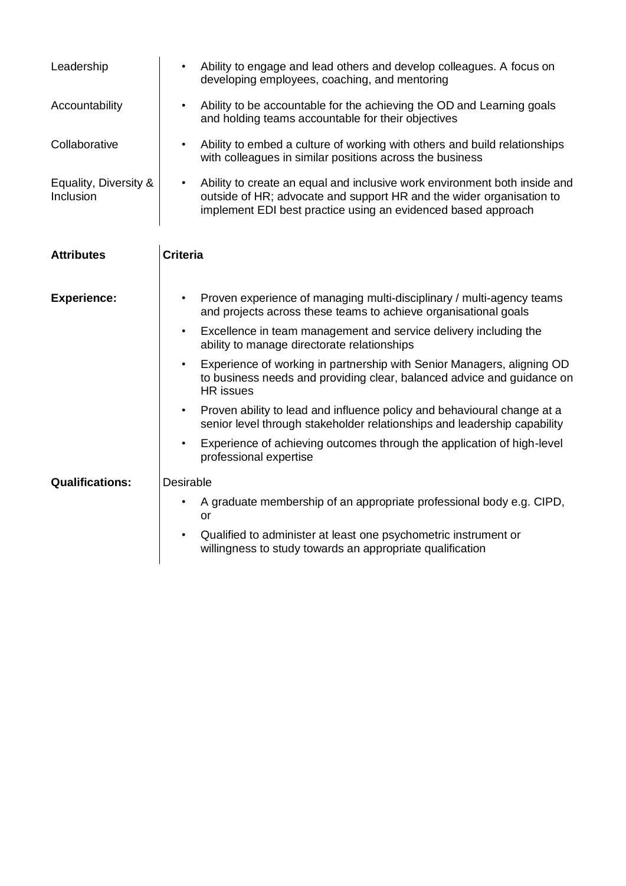| | |
|---|---|
| Leadership | • Ability to engage and lead others and develop colleagues. A focus on developing employees, coaching, and mentoring |
| Accountability | • Ability to be accountable for the achieving the OD and Learning goals and holding teams accountable for their objectives |
| Collaborative | • Ability to embed a culture of working with others and build relationships with colleagues in similar positions across the business |
| Equality, Diversity & Inclusion | • Ability to create an equal and inclusive work environment both inside and outside of HR; advocate and support HR and the wider organisation to implement EDI best practice using an evidenced based approach |

| **Attributes** | **Criteria** |
|---|---|
| **Experience:** | • Proven experience of managing multi-disciplinary / multi-agency teams and projects across these teams to achieve organisational goals<br>• Excellence in team management and service delivery including the ability to manage directorate relationships<br>• Experience of working in partnership with Senior Managers, aligning OD to business needs and providing clear, balanced advice and guidance on HR issues<br>• Proven ability to lead and influence policy and behavioural change at a senior level through stakeholder relationships and leadership capability<br>• Experience of achieving outcomes through the application of high-level professional expertise |
| **Qualifications:** | Desirable<br>• A graduate membership of an appropriate professional body e.g. CIPD, or<br>• Qualified to administer at least one psychometric instrument or willingness to study towards an appropriate qualification |